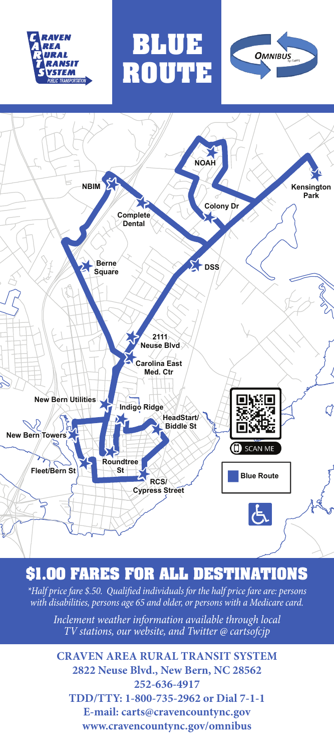# BLUE ROUTE

CRAVEN AREA RURAL TRANSIT SYSTEM
PUBLIC TRANSPORTATION

OMNIBUS by CARTS

NOAH

Kensington Park

NBIM

Colony Dr

Complete Dental

Berne Square

DSS

2111 Neuse Blvd

Carolina East Med. Ctr

New Bern Utilities

Indigo Ridge

HeadStart/ Biddle St

New Bern Towers

Fleet/Bern St

Roundtree St

RCS/ Cypress Street

SCAN ME

Blue Route

## $1.00 FARES FOR ALL DESTINATIONS

*\*Half price fare $.50. Qualified individuals for the half price fare are: persons with disabilities, persons age 65 and older, or persons with a Medicare card.*

*Inclement weather information available through local TV stations, our website, and Twitter @ cartsofcjp*

**CRAVEN AREA RURAL TRANSIT SYSTEM**
**2822 Neuse Blvd., New Bern, NC 28562**
**252-636-4917**
**TDD/TTY: 1-800-735-2962 or Dial 7-1-1**
**E-mail: carts@cravencountync.gov**
**www.cravencountync.gov/omnibus**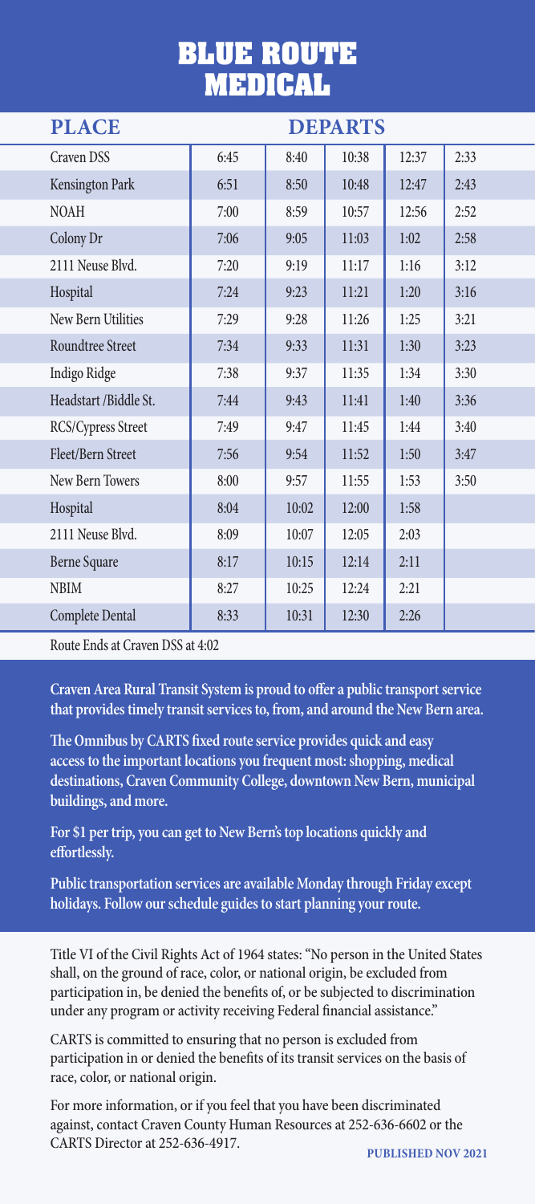# BLUE ROUTE MEDICAL

| PLACE | DEPARTS | | | | |
|---|---|---|---|---|---|
| Craven DSS | 6:45 | 8:40 | 10:38 | 12:37 | 2:33 |
| Kensington Park | 6:51 | 8:50 | 10:48 | 12:47 | 2:43 |
| NOAH | 7:00 | 8:59 | 10:57 | 12:56 | 2:52 |
| Colony Dr | 7:06 | 9:05 | 11:03 | 1:02 | 2:58 |
| 2111 Neuse Blvd. | 7:20 | 9:19 | 11:17 | 1:16 | 3:12 |
| Hospital | 7:24 | 9:23 | 11:21 | 1:20 | 3:16 |
| New Bern Utilities | 7:29 | 9:28 | 11:26 | 1:25 | 3:21 |
| Roundtree Street | 7:34 | 9:33 | 11:31 | 1:30 | 3:23 |
| Indigo Ridge | 7:38 | 9:37 | 11:35 | 1:34 | 3:30 |
| Headstart /Biddle St. | 7:44 | 9:43 | 11:41 | 1:40 | 3:36 |
| RCS/Cypress Street | 7:49 | 9:47 | 11:45 | 1:44 | 3:40 |
| Fleet/Bern Street | 7:56 | 9:54 | 11:52 | 1:50 | 3:47 |
| New Bern Towers | 8:00 | 9:57 | 11:55 | 1:53 | 3:50 |
| Hospital | 8:04 | 10:02 | 12:00 | 1:58 | |
| 2111 Neuse Blvd. | 8:09 | 10:07 | 12:05 | 2:03 | |
| Berne Square | 8:17 | 10:15 | 12:14 | 2:11 | |
| NBIM | 8:27 | 10:25 | 12:24 | 2:21 | |
| Complete Dental | 8:33 | 10:31 | 12:30 | 2:26 | |

Route Ends at Craven DSS at 4:02

**Craven Area Rural Transit System is proud to offer a public transport service that provides timely transit services to, from, and around the New Bern area.**

**The Omnibus by CARTS fixed route service provides quick and easy access to the important locations you frequent most: shopping, medical destinations, Craven Community College, downtown New Bern, municipal buildings, and more.**

**For $1 per trip, you can get to New Bern's top locations quickly and effortlessly.**

**Public transportation services are available Monday through Friday except holidays. Follow our schedule guides to start planning your route.**

Title VI of the Civil Rights Act of 1964 states: "No person in the United States shall, on the ground of race, color, or national origin, be excluded from participation in, be denied the benefits of, or be subjected to discrimination under any program or activity receiving Federal financial assistance."

CARTS is committed to ensuring that no person is excluded from participation in or denied the benefits of its transit services on the basis of race, color, or national origin.

For more information, or if you feel that you have been discriminated against, contact Craven County Human Resources at 252-636-6602 or the CARTS Director at 252-636-4917.

**PUBLISHED NOV 2021**